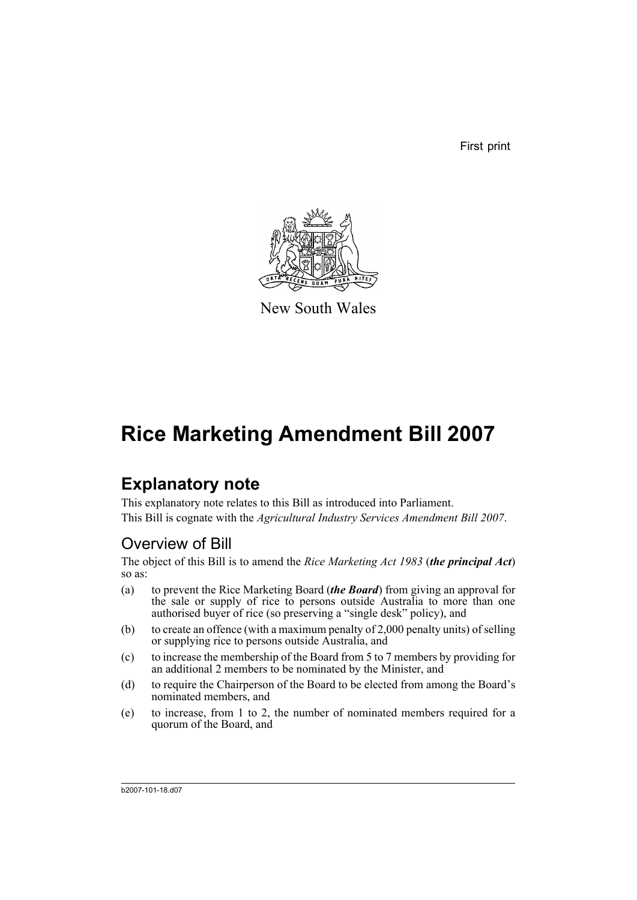First print

New South Wales

# Rice Marketing Amendment Bill 2007

## Explanatory note

This explanatory note relates to this Bill as introduced into Parliament.

This Bill is cognate with the *Agricultural Industry Services Amendment Bill 2007*.

### Overview of Bill

The object of this Bill is to amend the *Rice Marketing Act 1983* (***the principal Act***) so as:

(a) to prevent the Rice Marketing Board (***the Board***) from giving an approval for the sale or supply of rice to persons outside Australia to more than one authorised buyer of rice (so preserving a "single desk" policy), and

(b) to create an offence (with a maximum penalty of 2,000 penalty units) of selling or supplying rice to persons outside Australia, and

(c) to increase the membership of the Board from 5 to 7 members by providing for an additional 2 members to be nominated by the Minister, and

(d) to require the Chairperson of the Board to be elected from among the Board's nominated members, and

(e) to increase, from 1 to 2, the number of nominated members required for a quorum of the Board, and

b2007-101-18.d07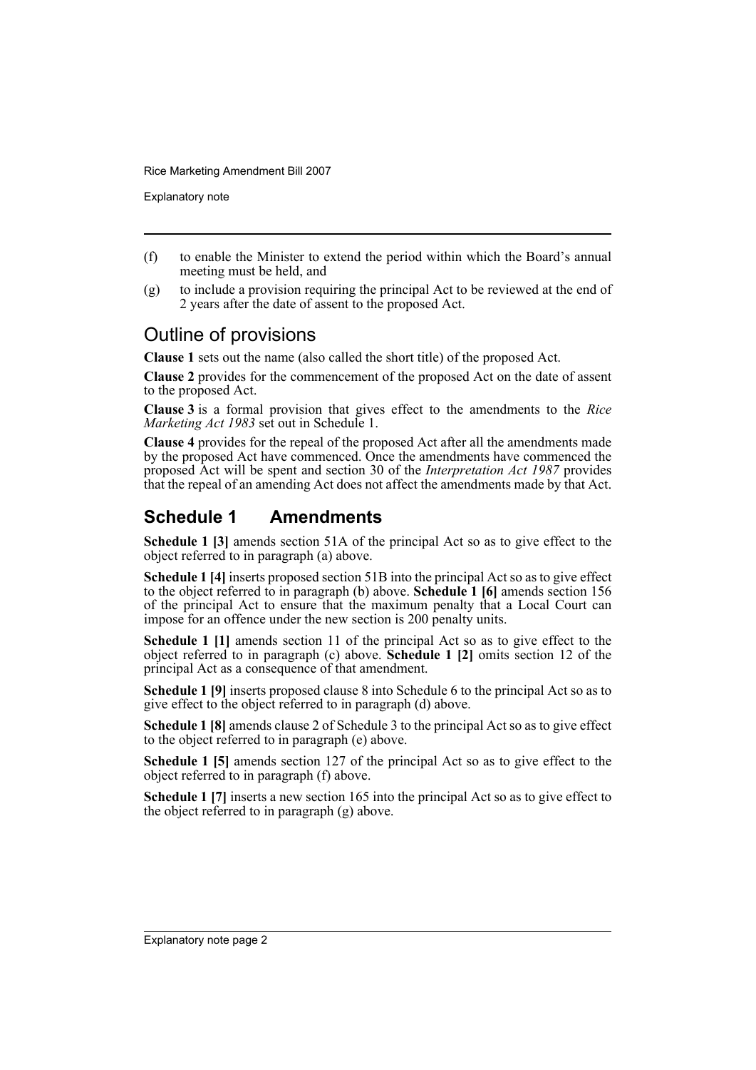(f) to enable the Minister to extend the period within which the Board's annual meeting must be held, and

(g) to include a provision requiring the principal Act to be reviewed at the end of 2 years after the date of assent to the proposed Act.

## Outline of provisions

**Clause 1** sets out the name (also called the short title) of the proposed Act.

**Clause 2** provides for the commencement of the proposed Act on the date of assent to the proposed Act.

**Clause 3** is a formal provision that gives effect to the amendments to the *Rice Marketing Act 1983* set out in Schedule 1.

**Clause 4** provides for the repeal of the proposed Act after all the amendments made by the proposed Act have commenced. Once the amendments have commenced the proposed Act will be spent and section 30 of the *Interpretation Act 1987* provides that the repeal of an amending Act does not affect the amendments made by that Act.

## Schedule 1 Amendments

**Schedule 1 [3]** amends section 51A of the principal Act so as to give effect to the object referred to in paragraph (a) above.

**Schedule 1 [4]** inserts proposed section 51B into the principal Act so as to give effect to the object referred to in paragraph (b) above. **Schedule 1 [6]** amends section 156 of the principal Act to ensure that the maximum penalty that a Local Court can impose for an offence under the new section is 200 penalty units.

**Schedule 1 [1]** amends section 11 of the principal Act so as to give effect to the object referred to in paragraph (c) above. **Schedule 1 [2]** omits section 12 of the principal Act as a consequence of that amendment.

**Schedule 1 [9]** inserts proposed clause 8 into Schedule 6 to the principal Act so as to give effect to the object referred to in paragraph (d) above.

**Schedule 1 [8]** amends clause 2 of Schedule 3 to the principal Act so as to give effect to the object referred to in paragraph (e) above.

**Schedule 1 [5]** amends section 127 of the principal Act so as to give effect to the object referred to in paragraph (f) above.

**Schedule 1 [7]** inserts a new section 165 into the principal Act so as to give effect to the object referred to in paragraph (g) above.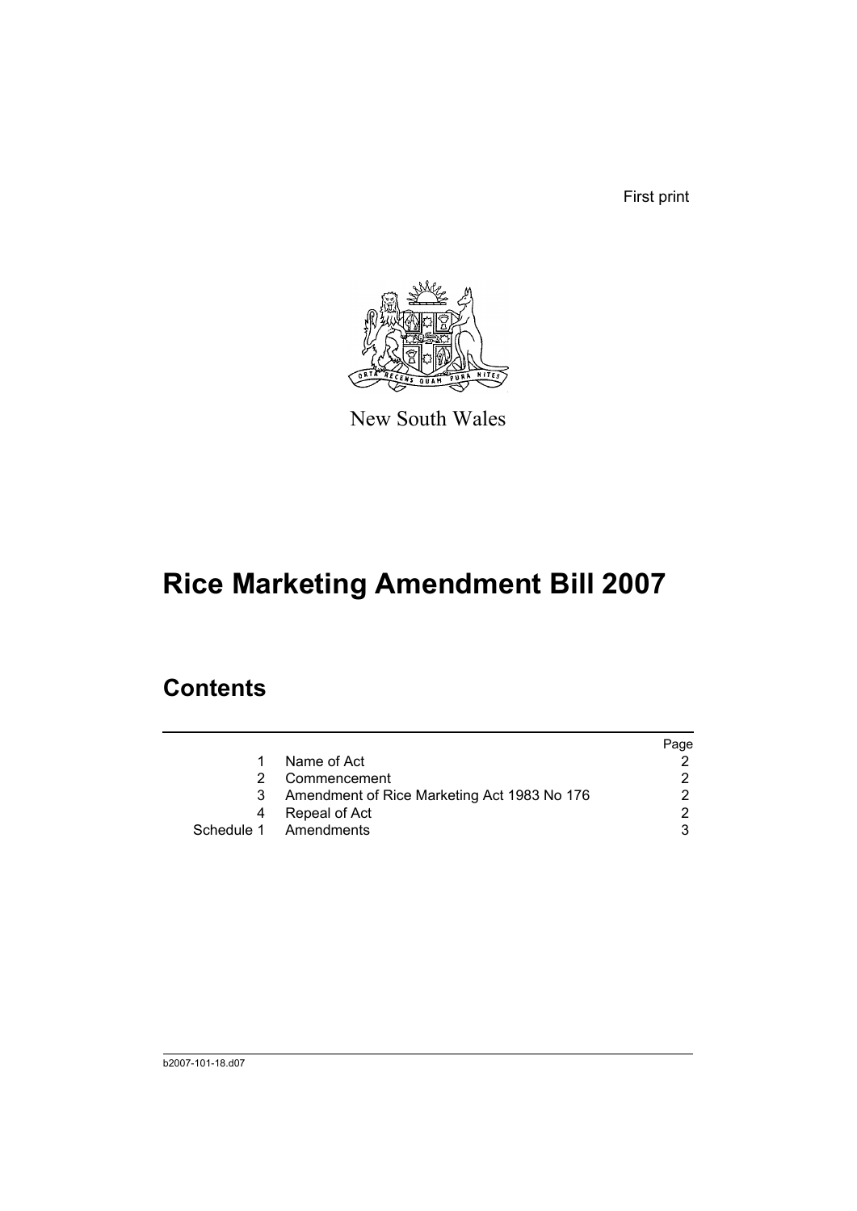First print

New South Wales

# Rice Marketing Amendment Bill 2007

## Contents

| | | Page |
|---|---|---|
| 1 | Name of Act | 2 |
| 2 | Commencement | 2 |
| 3 | Amendment of Rice Marketing Act 1983 No 176 | 2 |
| 4 | Repeal of Act | 2 |
| Schedule 1 | Amendments | 3 |

b2007-101-18.d07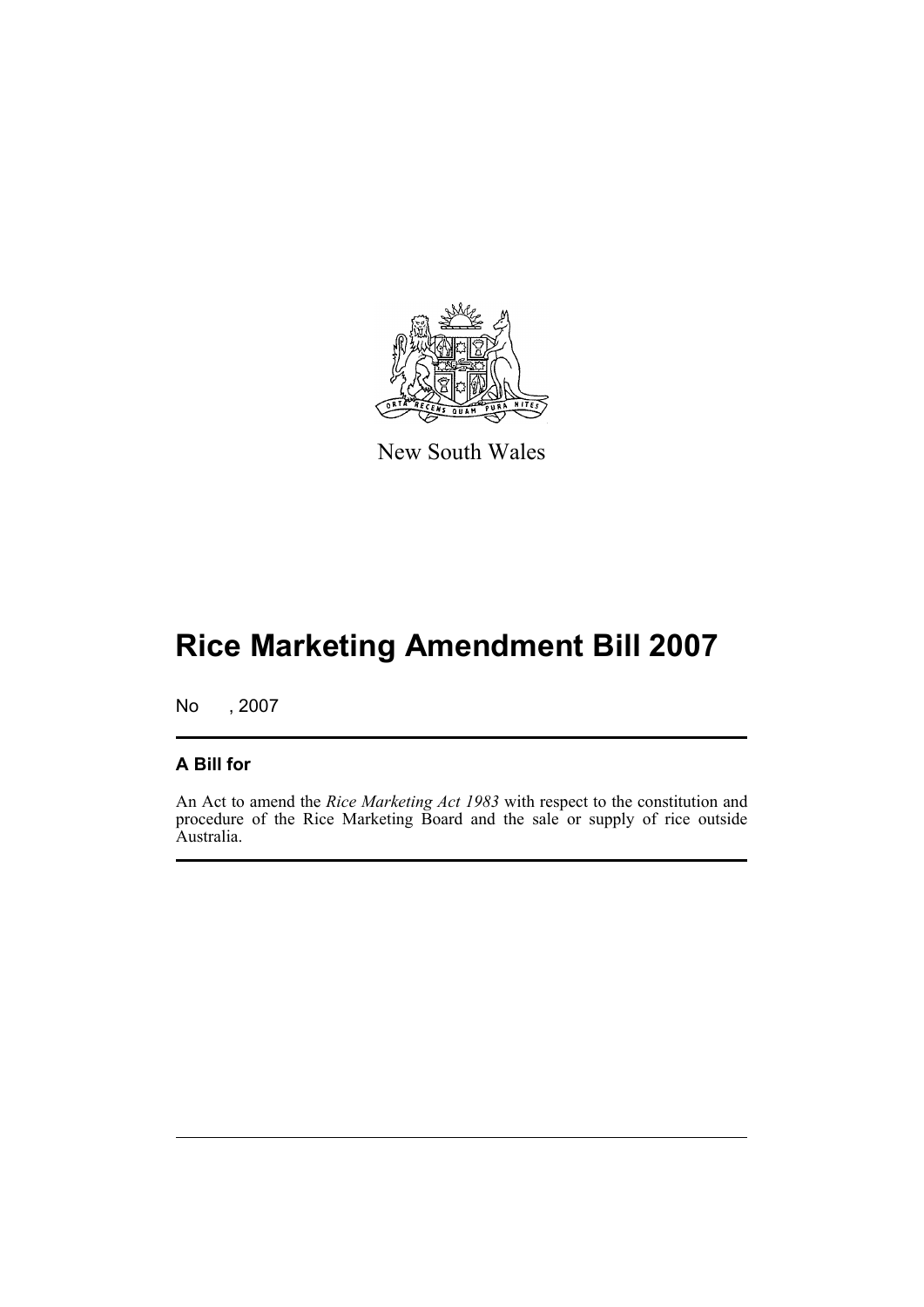New South Wales

# Rice Marketing Amendment Bill 2007

No , 2007

## A Bill for

An Act to amend the *Rice Marketing Act 1983* with respect to the constitution and procedure of the Rice Marketing Board and the sale or supply of rice outside Australia.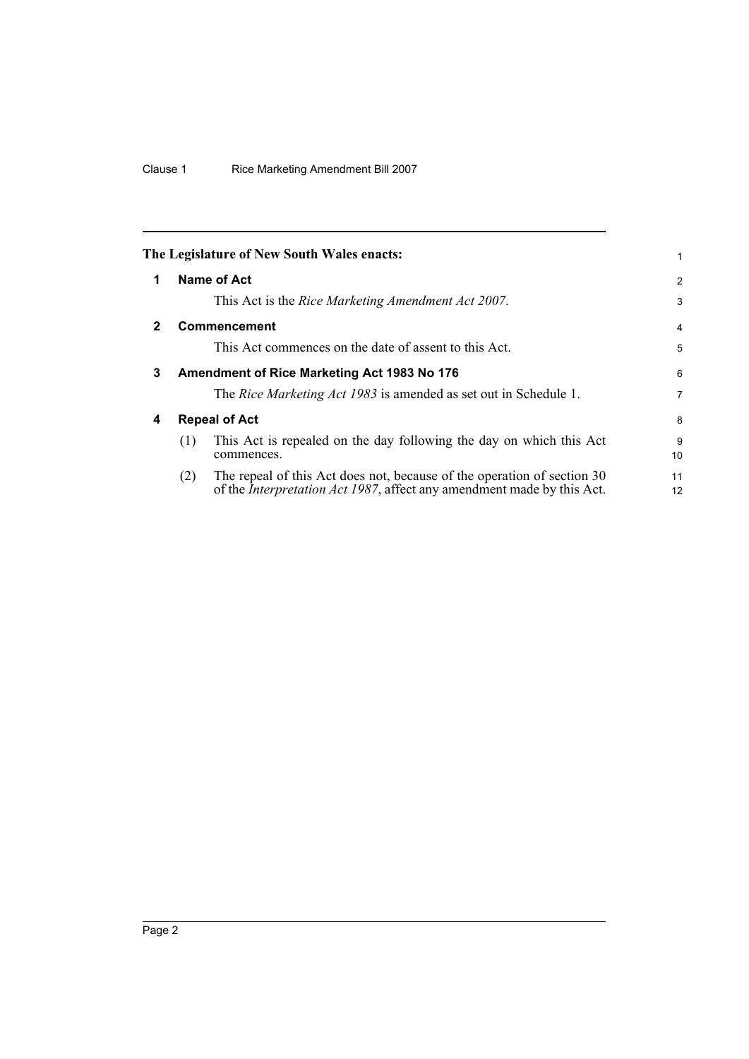**The Legislature of New South Wales enacts:**

## 1 Name of Act

This Act is the *Rice Marketing Amendment Act 2007*.

## 2 Commencement

This Act commences on the date of assent to this Act.

## 3 Amendment of Rice Marketing Act 1983 No 176

The *Rice Marketing Act 1983* is amended as set out in Schedule 1.

## 4 Repeal of Act

(1) This Act is repealed on the day following the day on which this Act commences.

(2) The repeal of this Act does not, because of the operation of section 30 of the *Interpretation Act 1987*, affect any amendment made by this Act.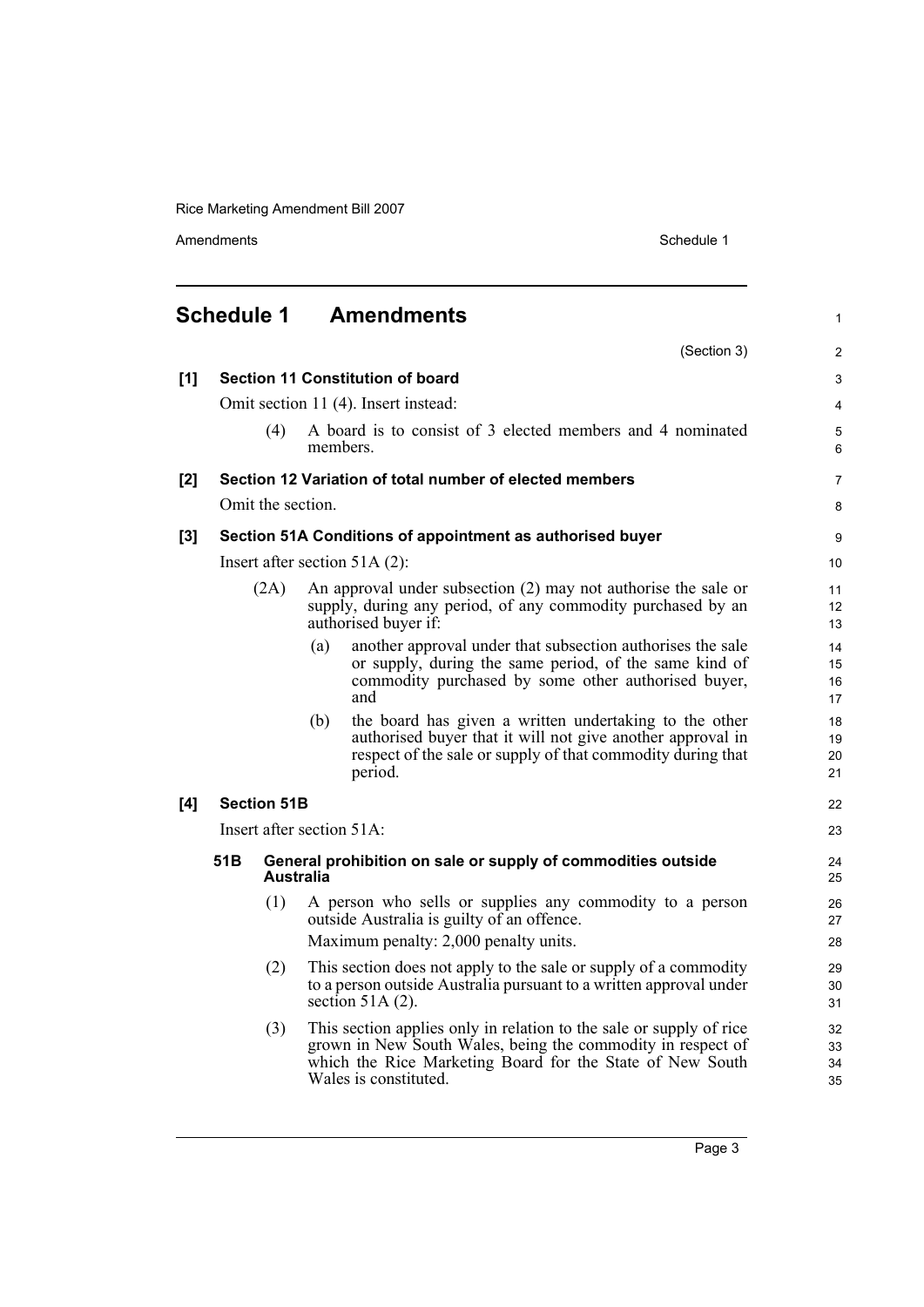## Schedule 1 Amendments

(Section 3)

**[1] Section 11 Constitution of board**

Omit section 11 (4). Insert instead:

(4) A board is to consist of 3 elected members and 4 nominated members.

**[2] Section 12 Variation of total number of elected members**

Omit the section.

**[3] Section 51A Conditions of appointment as authorised buyer**

Insert after section 51A (2):

(2A) An approval under subsection (2) may not authorise the sale or supply, during any period, of any commodity purchased by an authorised buyer if:

(a) another approval under that subsection authorises the sale or supply, during the same period, of the same kind of commodity purchased by some other authorised buyer, and

(b) the board has given a written undertaking to the other authorised buyer that it will not give another approval in respect of the sale or supply of that commodity during that period.

**[4] Section 51B**

Insert after section 51A:

**51B General prohibition on sale or supply of commodities outside Australia**

(1) A person who sells or supplies any commodity to a person outside Australia is guilty of an offence.

Maximum penalty: 2,000 penalty units.

(2) This section does not apply to the sale or supply of a commodity to a person outside Australia pursuant to a written approval under section 51A (2).

(3) This section applies only in relation to the sale or supply of rice grown in New South Wales, being the commodity in respect of which the Rice Marketing Board for the State of New South Wales is constituted.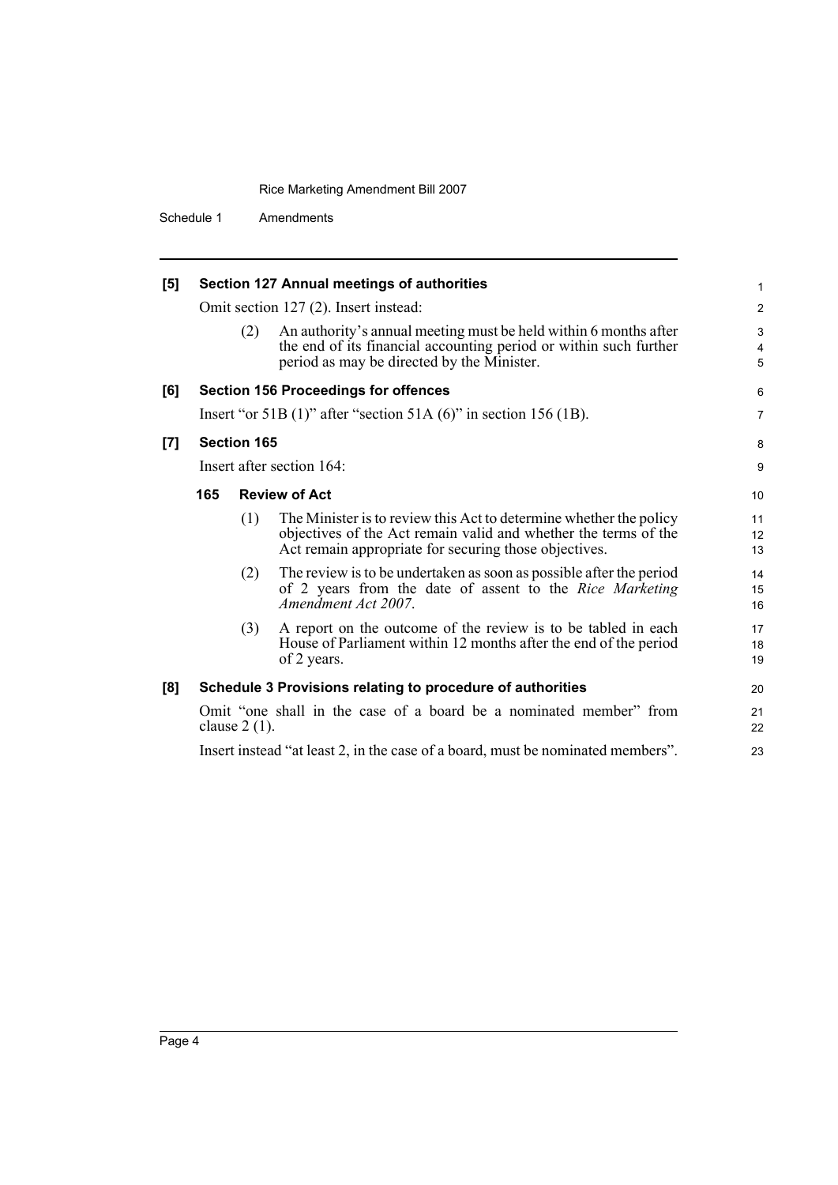**[5] Section 127 Annual meetings of authorities**

Omit section 127 (2). Insert instead:

(2) An authority's annual meeting must be held within 6 months after the end of its financial accounting period or within such further period as may be directed by the Minister.

**[6] Section 156 Proceedings for offences**

Insert "or 51B (1)" after "section 51A (6)" in section 156 (1B).

**[7] Section 165**

Insert after section 164:

**165 Review of Act**

(1) The Minister is to review this Act to determine whether the policy objectives of the Act remain valid and whether the terms of the Act remain appropriate for securing those objectives.

(2) The review is to be undertaken as soon as possible after the period of 2 years from the date of assent to the *Rice Marketing Amendment Act 2007*.

(3) A report on the outcome of the review is to be tabled in each House of Parliament within 12 months after the end of the period of 2 years.

**[8] Schedule 3 Provisions relating to procedure of authorities**

Omit "one shall in the case of a board be a nominated member" from clause 2 (1).

Insert instead "at least 2, in the case of a board, must be nominated members".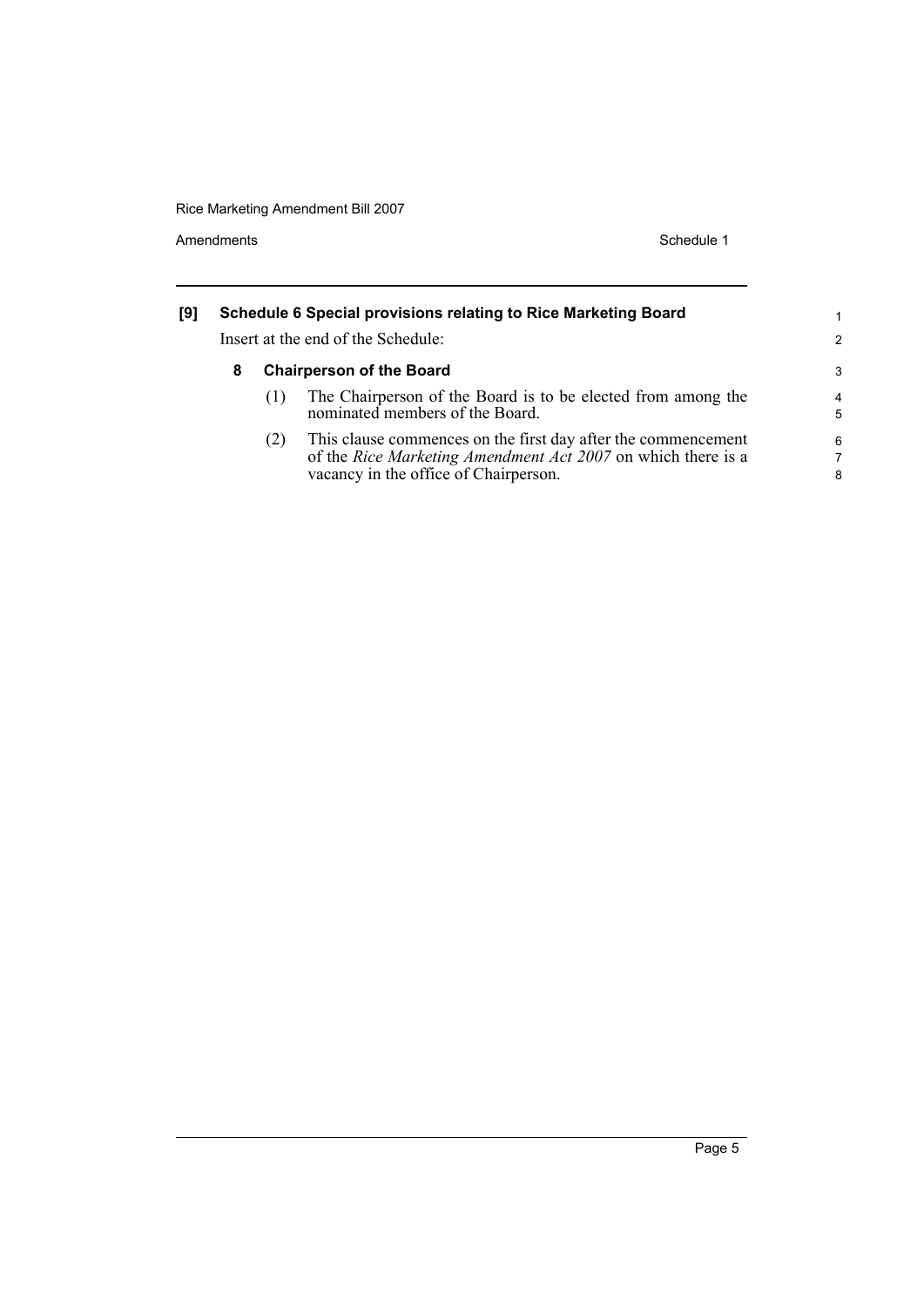**[9] Schedule 6 Special provisions relating to Rice Marketing Board**

Insert at the end of the Schedule:

**8 Chairperson of the Board**

(1) The Chairperson of the Board is to be elected from among the nominated members of the Board.

(2) This clause commences on the first day after the commencement of the *Rice Marketing Amendment Act 2007* on which there is a vacancy in the office of Chairperson.